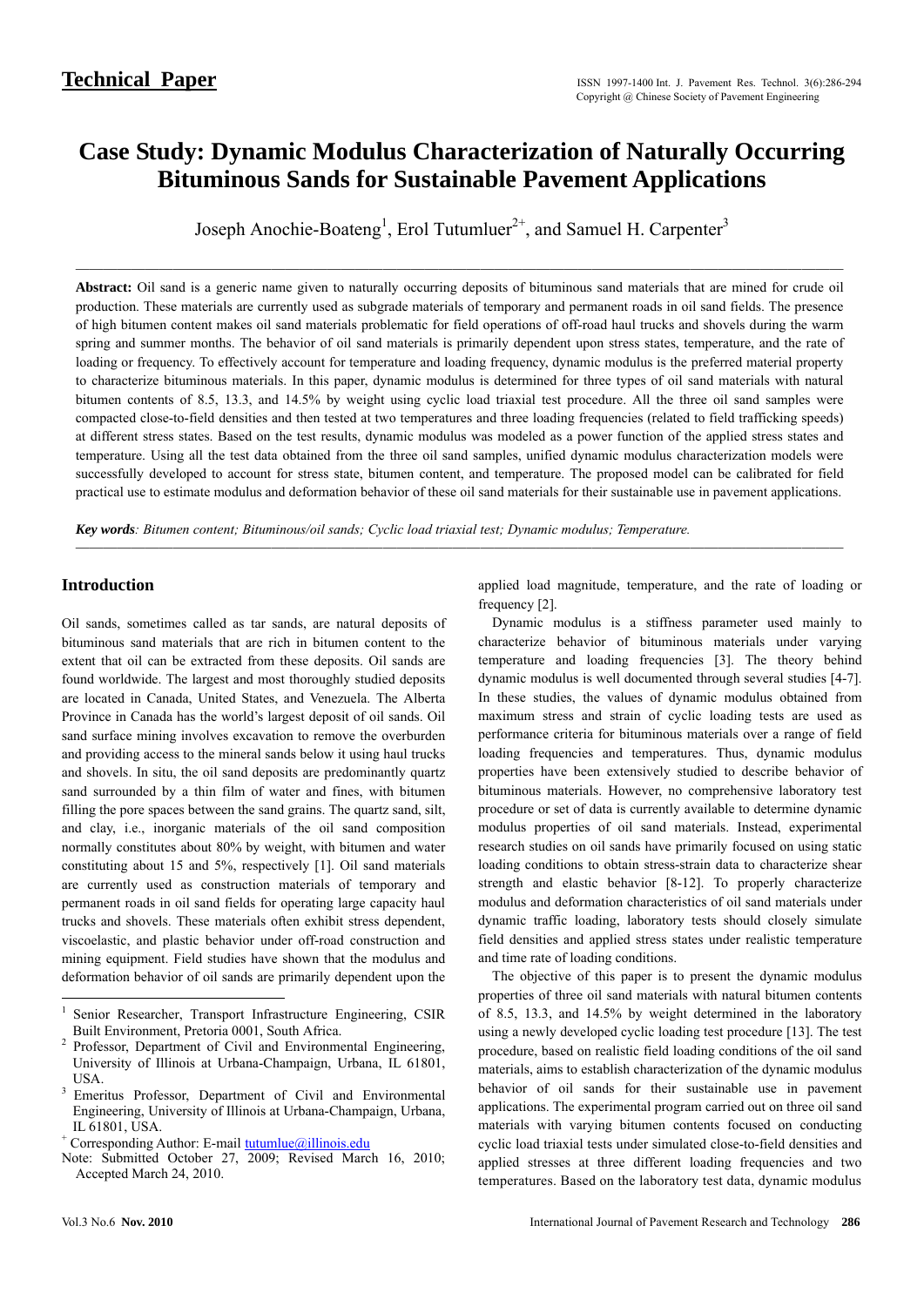## Technical Paper

# Case Study: Dynamic Modulus Characterization of Naturally Occurring Bituminous Sands for Sustainable Pavement Applications

Joseph Anochie-Boateng[1], Erol Tutumluer[2+], and Samuel H. Carpenter[3]

**Abstract:** Oil sand is a generic name given to naturally occurring deposits of bituminous sand materials that are mined for crude oil production. These materials are currently used as subgrade materials of temporary and permanent roads in oil sand fields. The presence of high bitumen content makes oil sand materials problematic for field operations of off-road haul trucks and shovels during the warm spring and summer months. The behavior of oil sand materials is primarily dependent upon stress states, temperature, and the rate of loading or frequency. To effectively account for temperature and loading frequency, dynamic modulus is the preferred material property to characterize bituminous materials. In this paper, dynamic modulus is determined for three types of oil sand materials with natural bitumen contents of 8.5, 13.3, and 14.5% by weight using cyclic load triaxial test procedure. All the three oil sand samples were compacted close-to-field densities and then tested at two temperatures and three loading frequencies (related to field trafficking speeds) at different stress states. Based on the test results, dynamic modulus was modeled as a power function of the applied stress states and temperature. Using all the test data obtained from the three oil sand samples, unified dynamic modulus characterization models were successfully developed to account for stress state, bitumen content, and temperature. The proposed model can be calibrated for field practical use to estimate modulus and deformation behavior of these oil sand materials for their sustainable use in pavement applications.

***Key words**: Bitumen content; Bituminous/oil sands; Cyclic load triaxial test; Dynamic modulus; Temperature.*

## Introduction

Oil sands, sometimes called as tar sands, are natural deposits of bituminous sand materials that are rich in bitumen content to the extent that oil can be extracted from these deposits. Oil sands are found worldwide. The largest and most thoroughly studied deposits are located in Canada, United States, and Venezuela. The Alberta Province in Canada has the world's largest deposit of oil sands. Oil sand surface mining involves excavation to remove the overburden and providing access to the mineral sands below it using haul trucks and shovels. In situ, the oil sand deposits are predominantly quartz sand surrounded by a thin film of water and fines, with bitumen filling the pore spaces between the sand grains. The quartz sand, silt, and clay, i.e., inorganic materials of the oil sand composition normally constitutes about 80% by weight, with bitumen and water constituting about 15 and 5%, respectively [1]. Oil sand materials are currently used as construction materials of temporary and permanent roads in oil sand fields for operating large capacity haul trucks and shovels. These materials often exhibit stress dependent, viscoelastic, and plastic behavior under off-road construction and mining equipment. Field studies have shown that the modulus and deformation behavior of oil sands are primarily dependent upon the applied load magnitude, temperature, and the rate of loading or frequency [2].

Dynamic modulus is a stiffness parameter used mainly to characterize behavior of bituminous materials under varying temperature and loading frequencies [3]. The theory behind dynamic modulus is well documented through several studies [4-7]. In these studies, the values of dynamic modulus obtained from maximum stress and strain of cyclic loading tests are used as performance criteria for bituminous materials over a range of field loading frequencies and temperatures. Thus, dynamic modulus properties have been extensively studied to describe behavior of bituminous materials. However, no comprehensive laboratory test procedure or set of data is currently available to determine dynamic modulus properties of oil sand materials. Instead, experimental research studies on oil sands have primarily focused on using static loading conditions to obtain stress-strain data to characterize shear strength and elastic behavior [8-12]. To properly characterize modulus and deformation characteristics of oil sand materials under dynamic traffic loading, laboratory tests should closely simulate field densities and applied stress states under realistic temperature and time rate of loading conditions.

The objective of this paper is to present the dynamic modulus properties of three oil sand materials with natural bitumen contents of 8.5, 13.3, and 14.5% by weight determined in the laboratory using a newly developed cyclic loading test procedure [13]. The test procedure, based on realistic field loading conditions of the oil sand materials, aims to establish characterization of the dynamic modulus behavior of oil sands for their sustainable use in pavement applications. The experimental program carried out on three oil sand materials with varying bitumen contents focused on conducting cyclic load triaxial tests under simulated close-to-field densities and applied stresses at three different loading frequencies and two temperatures. Based on the laboratory test data, dynamic modulus

---

[1] Senior Researcher, Transport Infrastructure Engineering, CSIR Built Environment, Pretoria 0001, South Africa.

[2] Professor, Department of Civil and Environmental Engineering, University of Illinois at Urbana-Champaign, Urbana, IL 61801, USA.

[3] Emeritus Professor, Department of Civil and Environmental Engineering, University of Illinois at Urbana-Champaign, Urbana, IL 61801, USA.

[+] Corresponding Author: E-mail tutumlue@illinois.edu

Note: Submitted October 27, 2009; Revised March 16, 2010; Accepted March 24, 2010.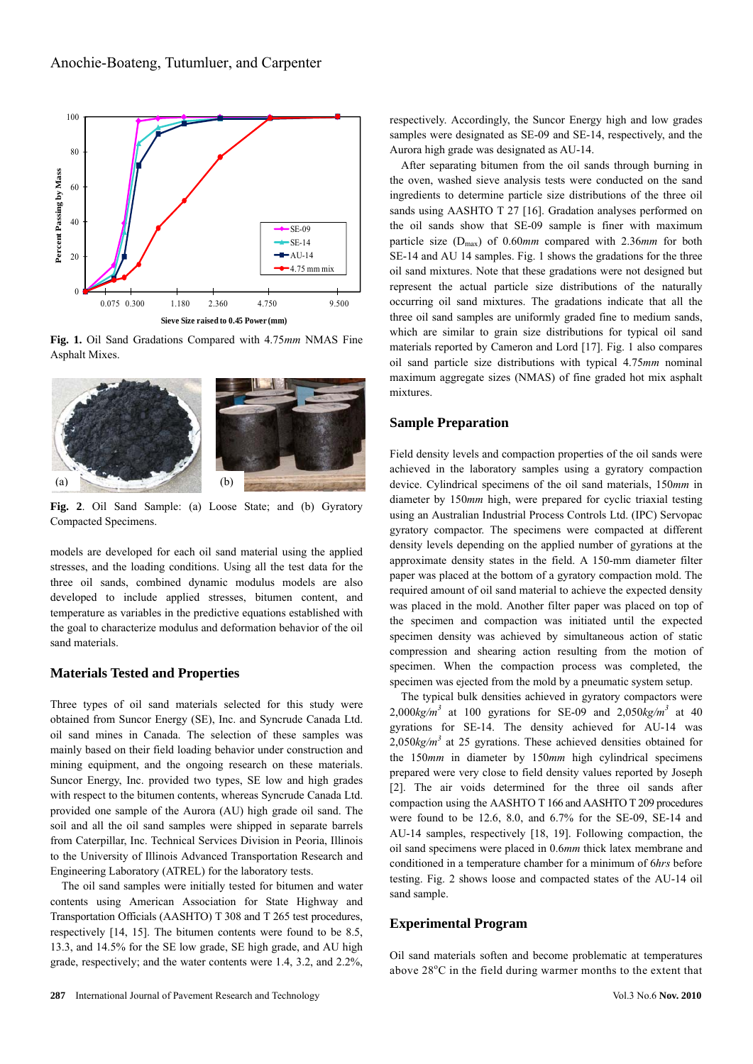Fig. 1. Oil Sand Gradations Compared with 4.75*mm* NMAS Fine Asphalt Mixes.

Fig. 2. Oil Sand Sample: (a) Loose State; and (b) Gyratory Compacted Specimens.

models are developed for each oil sand material using the applied stresses, and the loading conditions. Using all the test data for the three oil sands, combined dynamic modulus models are also developed to include applied stresses, bitumen content, and temperature as variables in the predictive equations established with the goal to characterize modulus and deformation behavior of the oil sand materials.

## Materials Tested and Properties

Three types of oil sand materials selected for this study were obtained from Suncor Energy (SE), Inc. and Syncrude Canada Ltd. oil sand mines in Canada. The selection of these samples was mainly based on their field loading behavior under construction and mining equipment, and the ongoing research on these materials. Suncor Energy, Inc. provided two types, SE low and high grades with respect to the bitumen contents, whereas Syncrude Canada Ltd. provided one sample of the Aurora (AU) high grade oil sand. The soil and all the oil sand samples were shipped in separate barrels from Caterpillar, Inc. Technical Services Division in Peoria, Illinois to the University of Illinois Advanced Transportation Research and Engineering Laboratory (ATREL) for the laboratory tests.

The oil sand samples were initially tested for bitumen and water contents using American Association for State Highway and Transportation Officials (AASHTO) T 308 and T 265 test procedures, respectively [14, 15]. The bitumen contents were found to be 8.5, 13.3, and 14.5% for the SE low grade, SE high grade, and AU high grade, respectively; and the water contents were 1.4, 3.2, and 2.2%, respectively. Accordingly, the Suncor Energy high and low grades samples were designated as SE-09 and SE-14, respectively, and the Aurora high grade was designated as AU-14.

After separating bitumen from the oil sands through burning in the oven, washed sieve analysis tests were conducted on the sand ingredients to determine particle size distributions of the three oil sands using AASHTO T 27 [16]. Gradation analyses performed on the oil sands show that SE-09 sample is finer with maximum particle size ($D_{max}$) of 0.60*mm* compared with 2.36*mm* for both SE-14 and AU 14 samples. Fig. 1 shows the gradations for the three oil sand mixtures. Note that these gradations were not designed but represent the actual particle size distributions of the naturally occurring oil sand mixtures. The gradations indicate that all the three oil sand samples are uniformly graded fine to medium sands, which are similar to grain size distributions for typical oil sand materials reported by Cameron and Lord [17]. Fig. 1 also compares oil sand particle size distributions with typical 4.75*mm* nominal maximum aggregate sizes (NMAS) of fine graded hot mix asphalt mixtures.

## Sample Preparation

Field density levels and compaction properties of the oil sands were achieved in the laboratory samples using a gyratory compaction device. Cylindrical specimens of the oil sand materials, 150*mm* in diameter by 150*mm* high, were prepared for cyclic triaxial testing using an Australian Industrial Process Controls Ltd. (IPC) Servopac gyratory compactor. The specimens were compacted at different density levels depending on the applied number of gyrations at the approximate density states in the field. A 150-mm diameter filter paper was placed at the bottom of a gyratory compaction mold. The required amount of oil sand material to achieve the expected density was placed in the mold. Another filter paper was placed on top of the specimen and compaction was initiated until the expected specimen density was achieved by simultaneous action of static compression and shearing action resulting from the motion of specimen. When the compaction process was completed, the specimen was ejected from the mold by a pneumatic system setup.

The typical bulk densities achieved in gyratory compactors were 2,000$kg/m^3$ at 100 gyrations for SE-09 and 2,050$kg/m^3$ at 40 gyrations for SE-14. The density achieved for AU-14 was 2,050$kg/m^3$ at 25 gyrations. These achieved densities obtained for the 150*mm* in diameter by 150*mm* high cylindrical specimens prepared were very close to field density values reported by Joseph [2]. The air voids determined for the three oil sands after compaction using the AASHTO T 166 and AASHTO T 209 procedures were found to be 12.6, 8.0, and 6.7% for the SE-09, SE-14 and AU-14 samples, respectively [18, 19]. Following compaction, the oil sand specimens were placed in 0.6*mm* thick latex membrane and conditioned in a temperature chamber for a minimum of 6*hrs* before testing. Fig. 2 shows loose and compacted states of the AU-14 oil sand sample.

## Experimental Program

Oil sand materials soften and become problematic at temperatures above 28°C in the field during warmer months to the extent that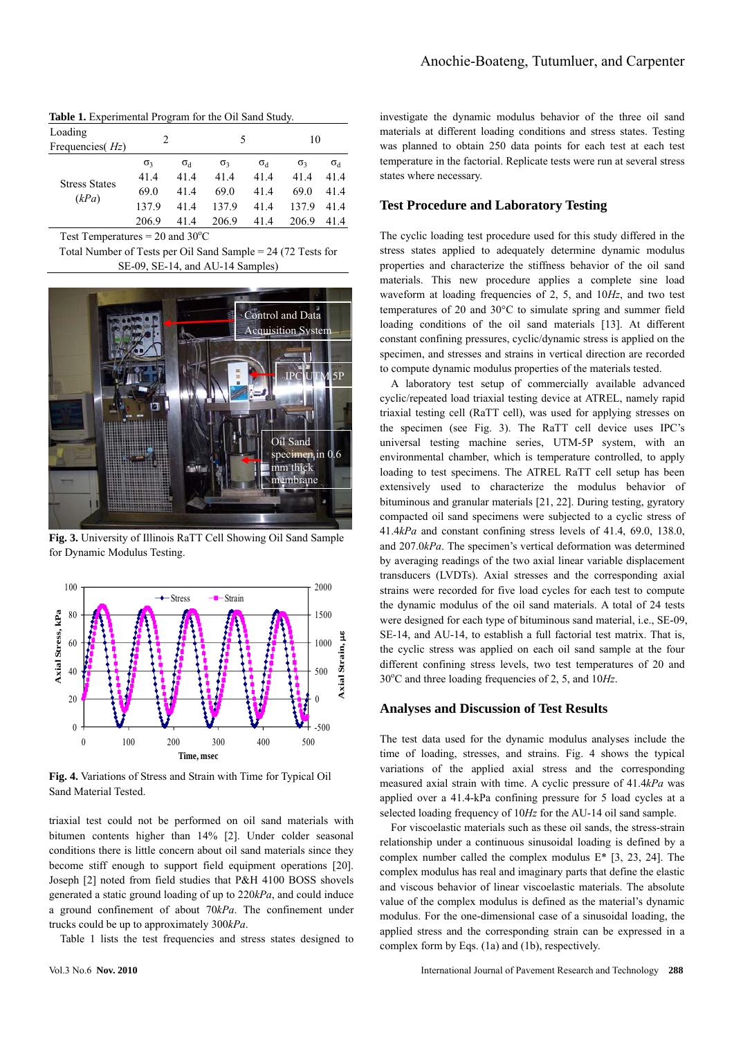**Table 1.** Experimental Program for the Oil Sand Study.

| Loading Frequencies( *Hz*) | 2 | | 5 | | 10 | |
|---|---|---|---|---|---|---|
| | $\sigma_3$ | $\sigma_d$ | $\sigma_3$ | $\sigma_d$ | $\sigma_3$ | $\sigma_d$ |
| Stress States (*kPa*) | 41.4 | 41.4 | 41.4 | 41.4 | 41.4 | 41.4 |
| | 69.0 | 41.4 | 69.0 | 41.4 | 69.0 | 41.4 |
| | 137.9 | 41.4 | 137.9 | 41.4 | 137.9 | 41.4 |
| | 206.9 | 41.4 | 206.9 | 41.4 | 206.9 | 41.4 |

Test Temperatures = 20 and 30°C

Total Number of Tests per Oil Sand Sample = 24 (72 Tests for SE-09, SE-14, and AU-14 Samples)

**Fig. 3.** University of Illinois RaTT Cell Showing Oil Sand Sample for Dynamic Modulus Testing.

**Fig. 4.** Variations of Stress and Strain with Time for Typical Oil Sand Material Tested.

triaxial test could not be performed on oil sand materials with bitumen contents higher than 14% [2]. Under colder seasonal conditions there is little concern about oil sand materials since they become stiff enough to support field equipment operations [20]. Joseph [2] noted from field studies that P&H 4100 BOSS shovels generated a static ground loading of up to 220*kPa*, and could induce a ground confinement of about 70*kPa*. The confinement under trucks could be up to approximately 300*kPa*.

Table 1 lists the test frequencies and stress states designed to investigate the dynamic modulus behavior of the three oil sand materials at different loading conditions and stress states. Testing was planned to obtain 250 data points for each test at each test temperature in the factorial. Replicate tests were run at several stress states where necessary.

## Test Procedure and Laboratory Testing

The cyclic loading test procedure used for this study differed in the stress states applied to adequately determine dynamic modulus properties and characterize the stiffness behavior of the oil sand materials. This new procedure applies a complete sine load waveform at loading frequencies of 2, 5, and 10*Hz*, and two test temperatures of 20 and 30°C to simulate spring and summer field loading conditions of the oil sand materials [13]. At different constant confining pressures, cyclic/dynamic stress is applied on the specimen, and stresses and strains in vertical direction are recorded to compute dynamic modulus properties of the materials tested.

A laboratory test setup of commercially available advanced cyclic/repeated load triaxial testing device at ATREL, namely rapid triaxial testing cell (RaTT cell), was used for applying stresses on the specimen (see Fig. 3). The RaTT cell device uses IPC's universal testing machine series, UTM-5P system, with an environmental chamber, which is temperature controlled, to apply loading to test specimens. The ATREL RaTT cell setup has been extensively used to characterize the modulus behavior of bituminous and granular materials [21, 22]. During testing, gyratory compacted oil sand specimens were subjected to a cyclic stress of 41.4*kPa* and constant confining stress levels of 41.4, 69.0, 138.0, and 207.0*kPa*. The specimen's vertical deformation was determined by averaging readings of the two axial linear variable displacement transducers (LVDTs). Axial stresses and the corresponding axial strains were recorded for five load cycles for each test to compute the dynamic modulus of the oil sand materials. A total of 24 tests were designed for each type of bituminous sand material, i.e., SE-09, SE-14, and AU-14, to establish a full factorial test matrix. That is, the cyclic stress was applied on each oil sand sample at the four different confining stress levels, two test temperatures of 20 and 30°C and three loading frequencies of 2, 5, and 10*Hz*.

## Analyses and Discussion of Test Results

The test data used for the dynamic modulus analyses include the time of loading, stresses, and strains. Fig. 4 shows the typical variations of the applied axial stress and the corresponding measured axial strain with time. A cyclic pressure of 41.4*kPa* was applied over a 41.4-kPa confining pressure for 5 load cycles at a selected loading frequency of 10*Hz* for the AU-14 oil sand sample.

For viscoelastic materials such as these oil sands, the stress-strain relationship under a continuous sinusoidal loading is defined by a complex number called the complex modulus E* [3, 23, 24]. The complex modulus has real and imaginary parts that define the elastic and viscous behavior of linear viscoelastic materials. The absolute value of the complex modulus is defined as the material's dynamic modulus. For the one-dimensional case of a sinusoidal loading, the applied stress and the corresponding strain can be expressed in a complex form by Eqs. (1a) and (1b), respectively.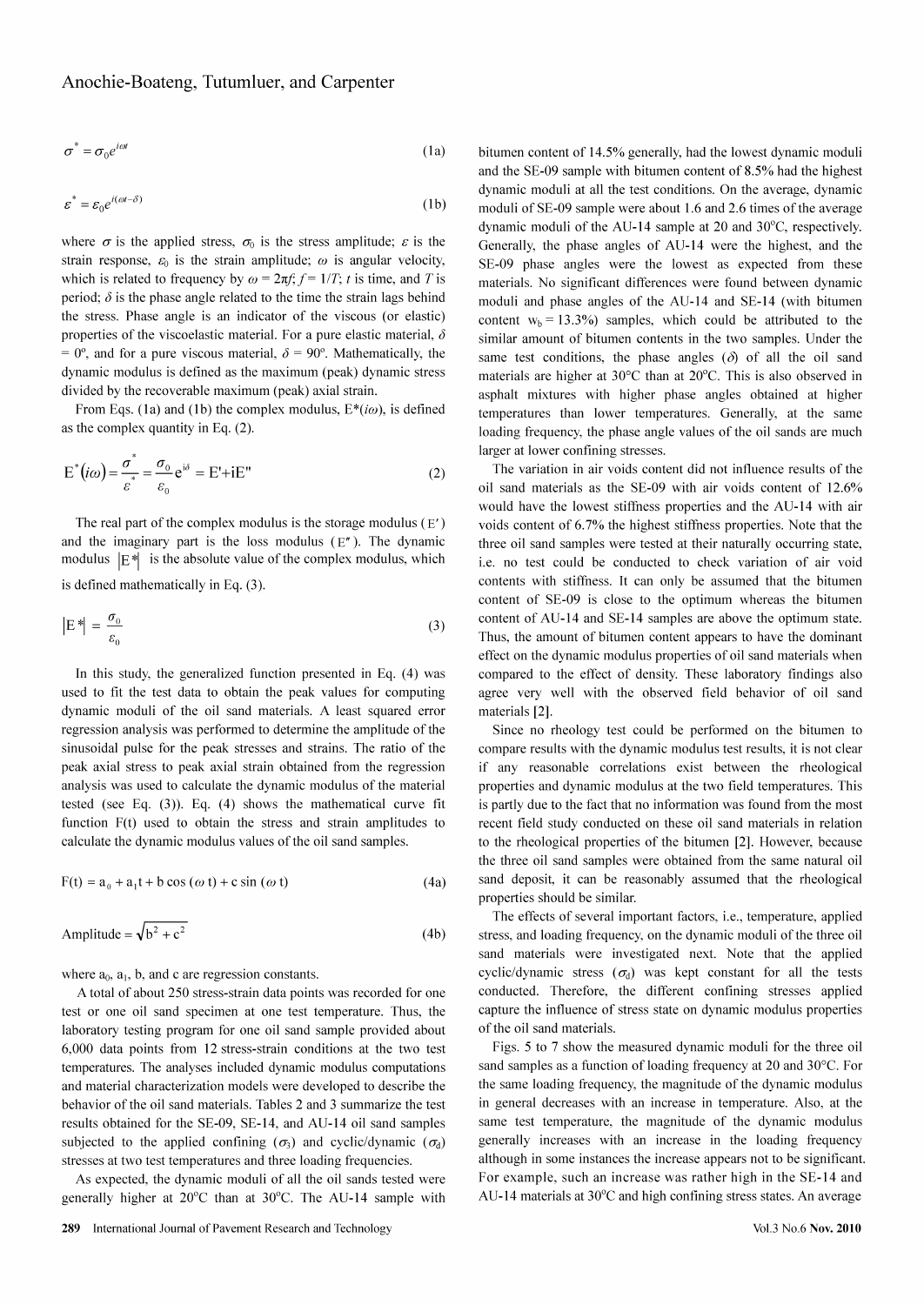$$\sigma^* = \sigma_0 e^{i\omega t} \tag{1a}$$

$$\varepsilon^* = \varepsilon_0 e^{i(\omega t - \delta)} \tag{1b}$$

where $\sigma$ is the applied stress, $\sigma_0$ is the stress amplitude; $\varepsilon$ is the strain response, $\varepsilon_0$ is the strain amplitude; $\omega$ is angular velocity, which is related to frequency by $\omega = 2\pi f$; $f = 1/T$; $t$ is time, and $T$ is period; $\delta$ is the phase angle related to the time the strain lags behind the stress. Phase angle is an indicator of the viscous (or elastic) properties of the viscoelastic material. For a pure elastic material, $\delta = 0^o$, and for a pure viscous material, $\delta = 90^o$. Mathematically, the dynamic modulus is defined as the maximum (peak) dynamic stress divided by the recoverable maximum (peak) axial strain.

From Eqs. (1a) and (1b) the complex modulus, $E^*(i\omega)$, is defined as the complex quantity in Eq. (2).

$$E^*(i\omega) = \frac{\sigma^*}{\varepsilon^*} = \frac{\sigma_0}{\varepsilon_0} e^{i\delta} = E' + iE'' \tag{2}$$

The real part of the complex modulus is the storage modulus ($E'$) and the imaginary part is the loss modulus ($E''$). The dynamic modulus $|E^*|$ is the absolute value of the complex modulus, which is defined mathematically in Eq. (3).

$$|E^*| = \frac{\sigma_0}{\varepsilon_0} \tag{3}$$

In this study, the generalized function presented in Eq. (4) was used to fit the test data to obtain the peak values for computing dynamic moduli of the oil sand materials. A least squared error regression analysis was performed to determine the amplitude of the sinusoidal pulse for the peak stresses and strains. The ratio of the peak axial stress to peak axial strain obtained from the regression analysis was used to calculate the dynamic modulus of the material tested (see Eq. (3)). Eq. (4) shows the mathematical curve fit function F(t) used to obtain the stress and strain amplitudes to calculate the dynamic modulus values of the oil sand samples.

$$F(t) = a_0 + a_1 t + b\cos(\omega t) + c\sin(\omega t) \tag{4a}$$

$$\text{Amplitude} = \sqrt{b^2 + c^2} \tag{4b}$$

where $a_0$, $a_1$, b, and c are regression constants.

A total of about 250 stress-strain data points was recorded for one test or one oil sand specimen at one test temperature. Thus, the laboratory testing program for one oil sand sample provided about 6,000 data points from 12 stress-strain conditions at the two test temperatures. The analyses included dynamic modulus computations and material characterization models were developed to describe the behavior of the oil sand materials. Tables 2 and 3 summarize the test results obtained for the SE-09, SE-14, and AU-14 oil sand samples subjected to the applied confining ($\sigma_3$) and cyclic/dynamic ($\sigma_d$) stresses at two test temperatures and three loading frequencies.

As expected, the dynamic moduli of all the oil sands tested were generally higher at 20°C than at 30°C. The AU-14 sample with bitumen content of 14.5% generally, had the lowest dynamic moduli and the SE-09 sample with bitumen content of 8.5% had the highest dynamic moduli at all the test conditions. On the average, dynamic moduli of SE-09 sample were about 1.6 and 2.6 times of the average dynamic moduli of the AU-14 sample at 20 and 30°C, respectively. Generally, the phase angles of AU-14 were the highest, and the SE-09 phase angles were the lowest as expected from these materials. No significant differences were found between dynamic moduli and phase angles of the AU-14 and SE-14 (with bitumen content $w_b$ = 13.3%) samples, which could be attributed to the similar amount of bitumen contents in the two samples. Under the same test conditions, the phase angles ($\delta$) of all the oil sand materials are higher at 30°C than at 20°C. This is also observed in asphalt mixtures with higher phase angles obtained at higher temperatures than lower temperatures. Generally, at the same loading frequency, the phase angle values of the oil sands are much larger at lower confining stresses.

The variation in air voids content did not influence results of the oil sand materials as the SE-09 with air voids content of 12.6% would have the lowest stiffness properties and the AU-14 with air voids content of 6.7% the highest stiffness properties. Note that the three oil sand samples were tested at their naturally occurring state, i.e. no test could be conducted to check variation of air void contents with stiffness. It can only be assumed that the bitumen content of SE-09 is close to the optimum whereas the bitumen content of AU-14 and SE-14 samples are above the optimum state. Thus, the amount of bitumen content appears to have the dominant effect on the dynamic modulus properties of oil sand materials when compared to the effect of density. These laboratory findings also agree very well with the observed field behavior of oil sand materials [2].

Since no rheology test could be performed on the bitumen to compare results with the dynamic modulus test results, it is not clear if any reasonable correlations exist between the rheological properties and dynamic modulus at the two field temperatures. This is partly due to the fact that no information was found from the most recent field study conducted on these oil sand materials in relation to the rheological properties of the bitumen [2]. However, because the three oil sand samples were obtained from the same natural oil sand deposit, it can be reasonably assumed that the rheological properties should be similar.

The effects of several important factors, i.e., temperature, applied stress, and loading frequency, on the dynamic moduli of the three oil sand materials were investigated next. Note that the applied cyclic/dynamic stress ($\sigma_d$) was kept constant for all the tests conducted. Therefore, the different confining stresses applied capture the influence of stress state on dynamic modulus properties of the oil sand materials.

Figs. 5 to 7 show the measured dynamic moduli for the three oil sand samples as a function of loading frequency at 20 and 30°C. For the same loading frequency, the magnitude of the dynamic modulus in general decreases with an increase in temperature. Also, at the same test temperature, the magnitude of the dynamic modulus generally increases with an increase in the loading frequency although in some instances the increase appears not to be significant. For example, such an increase was rather high in the SE-14 and AU-14 materials at 30°C and high confining stress states. An average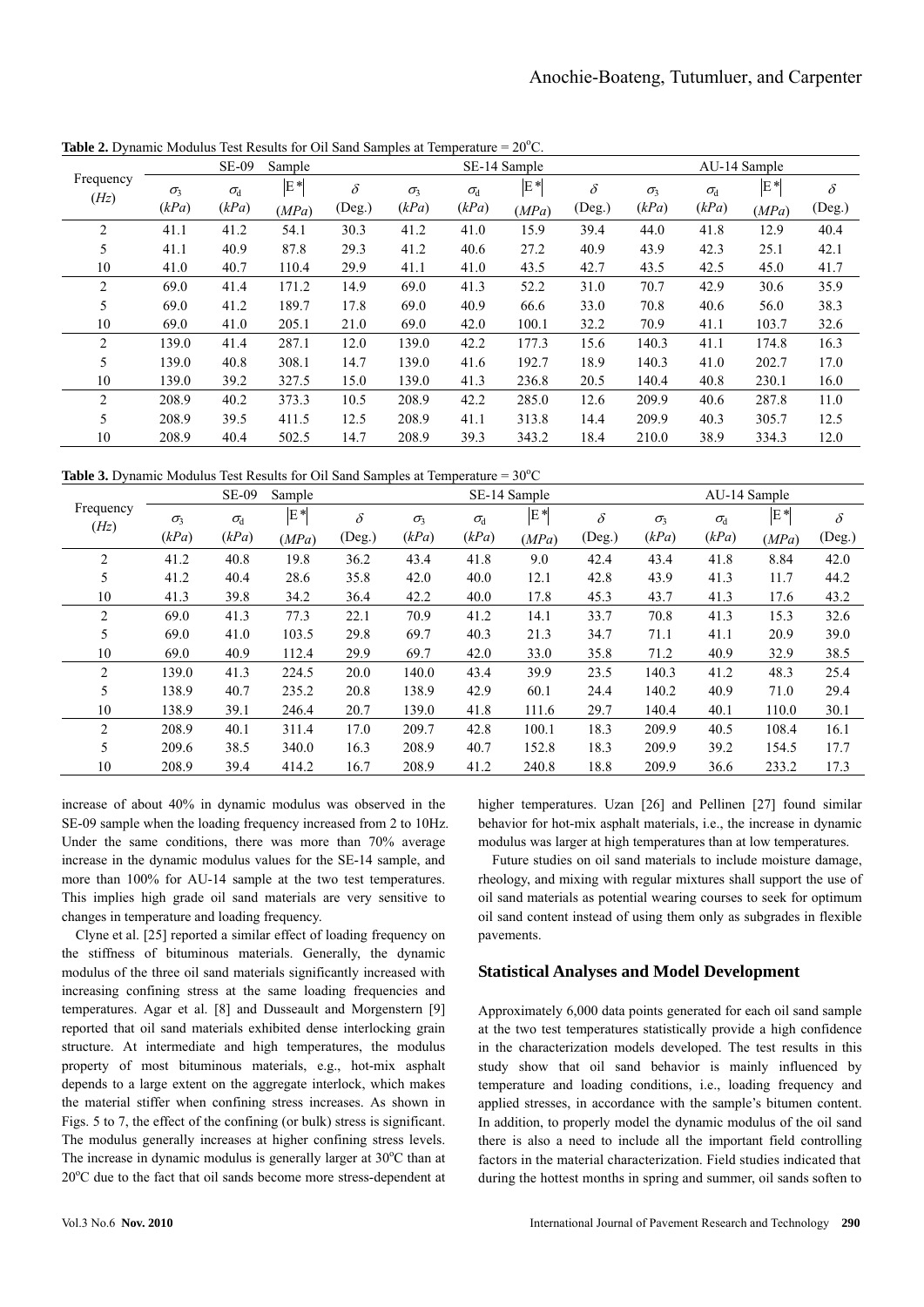**Table 2.** Dynamic Modulus Test Results for Oil Sand Samples at Temperature = 20°C.

| Frequency ($Hz$) | SE-09 Sample | | | | SE-14 Sample | | | | AU-14 Sample | | | |
|---|---|---|---|---|---|---|---|---|---|---|---|---|
| | $\sigma_3$ ($kPa$) | $\sigma_d$ ($kPa$) | $\lvert E^*\rvert$ ($MPa$) | $\delta$ (Deg.) | $\sigma_3$ ($kPa$) | $\sigma_d$ ($kPa$) | $\lvert E^*\rvert$ ($MPa$) | $\delta$ (Deg.) | $\sigma_3$ ($kPa$) | $\sigma_d$ ($kPa$) | $\lvert E^*\rvert$ ($MPa$) | $\delta$ (Deg.) |
| 2 | 41.1 | 41.2 | 54.1 | 30.3 | 41.2 | 41.0 | 15.9 | 39.4 | 44.0 | 41.8 | 12.9 | 40.4 |
| 5 | 41.1 | 40.9 | 87.8 | 29.3 | 41.2 | 40.6 | 27.2 | 40.9 | 43.9 | 42.3 | 25.1 | 42.1 |
| 10 | 41.0 | 40.7 | 110.4 | 29.9 | 41.1 | 41.0 | 43.5 | 42.7 | 43.5 | 42.5 | 45.0 | 41.7 |
| 2 | 69.0 | 41.4 | 171.2 | 14.9 | 69.0 | 41.3 | 52.2 | 31.0 | 70.7 | 42.9 | 30.6 | 35.9 |
| 5 | 69.0 | 41.2 | 189.7 | 17.8 | 69.0 | 40.9 | 66.6 | 33.0 | 70.8 | 40.6 | 56.0 | 38.3 |
| 10 | 69.0 | 41.0 | 205.1 | 21.0 | 69.0 | 42.0 | 100.1 | 32.2 | 70.9 | 41.1 | 103.7 | 32.6 |
| 2 | 139.0 | 41.4 | 287.1 | 12.0 | 139.0 | 42.2 | 177.3 | 15.6 | 140.3 | 41.1 | 174.8 | 16.3 |
| 5 | 139.0 | 40.8 | 308.1 | 14.7 | 139.0 | 41.6 | 192.7 | 18.9 | 140.3 | 41.0 | 202.7 | 17.0 |
| 10 | 139.0 | 39.2 | 327.5 | 15.0 | 139.0 | 41.3 | 236.8 | 20.5 | 140.4 | 40.8 | 230.1 | 16.0 |
| 2 | 208.9 | 40.2 | 373.3 | 10.5 | 208.9 | 42.2 | 285.0 | 12.6 | 209.9 | 40.6 | 287.8 | 11.0 |
| 5 | 208.9 | 39.5 | 411.5 | 12.5 | 208.9 | 41.1 | 313.8 | 14.4 | 209.9 | 40.3 | 305.7 | 12.5 |
| 10 | 208.9 | 40.4 | 502.5 | 14.7 | 208.9 | 39.3 | 343.2 | 18.4 | 210.0 | 38.9 | 334.3 | 12.0 |

**Table 3.** Dynamic Modulus Test Results for Oil Sand Samples at Temperature = 30°C

| Frequency ($Hz$) | SE-09 Sample | | | | SE-14 Sample | | | | AU-14 Sample | | | |
|---|---|---|---|---|---|---|---|---|---|---|---|---|
| | $\sigma_3$ ($kPa$) | $\sigma_d$ ($kPa$) | $\lvert E^*\rvert$ ($MPa$) | $\delta$ (Deg.) | $\sigma_3$ ($kPa$) | $\sigma_d$ ($kPa$) | $\lvert E^*\rvert$ ($MPa$) | $\delta$ (Deg.) | $\sigma_3$ ($kPa$) | $\sigma_d$ ($kPa$) | $\lvert E^*\rvert$ ($MPa$) | $\delta$ (Deg.) |
| 2 | 41.2 | 40.8 | 19.8 | 36.2 | 43.4 | 41.8 | 9.0 | 42.4 | 43.4 | 41.8 | 8.84 | 42.0 |
| 5 | 41.2 | 40.4 | 28.6 | 35.8 | 42.0 | 40.0 | 12.1 | 42.8 | 43.9 | 41.3 | 11.7 | 44.2 |
| 10 | 41.3 | 39.8 | 34.2 | 36.4 | 42.2 | 40.0 | 17.8 | 45.3 | 43.7 | 41.3 | 17.6 | 43.2 |
| 2 | 69.0 | 41.3 | 77.3 | 22.1 | 70.9 | 41.2 | 14.1 | 33.7 | 70.8 | 41.3 | 15.3 | 32.6 |
| 5 | 69.0 | 41.0 | 103.5 | 29.8 | 69.7 | 40.3 | 21.3 | 34.7 | 71.1 | 41.1 | 20.9 | 39.0 |
| 10 | 69.0 | 40.9 | 112.4 | 29.9 | 69.7 | 42.0 | 33.0 | 35.8 | 71.2 | 40.9 | 32.9 | 38.5 |
| 2 | 139.0 | 41.3 | 224.5 | 20.0 | 140.0 | 43.4 | 39.9 | 23.5 | 140.3 | 41.2 | 48.3 | 25.4 |
| 5 | 138.9 | 40.7 | 235.2 | 20.8 | 138.9 | 42.9 | 60.1 | 24.4 | 140.2 | 40.9 | 71.0 | 29.4 |
| 10 | 138.9 | 39.1 | 246.4 | 20.7 | 139.0 | 41.8 | 111.6 | 29.7 | 140.4 | 40.1 | 110.0 | 30.1 |
| 2 | 208.9 | 40.1 | 311.4 | 17.0 | 209.7 | 42.8 | 100.1 | 18.3 | 209.9 | 40.5 | 108.4 | 16.1 |
| 5 | 209.6 | 38.5 | 340.0 | 16.3 | 208.9 | 40.7 | 152.8 | 18.3 | 209.9 | 39.2 | 154.5 | 17.7 |
| 10 | 208.9 | 39.4 | 414.2 | 16.7 | 208.9 | 41.2 | 240.8 | 18.8 | 209.9 | 36.6 | 233.2 | 17.3 |

increase of about 40% in dynamic modulus was observed in the SE-09 sample when the loading frequency increased from 2 to 10Hz. Under the same conditions, there was more than 70% average increase in the dynamic modulus values for the SE-14 sample, and more than 100% for AU-14 sample at the two test temperatures. This implies high grade oil sand materials are very sensitive to changes in temperature and loading frequency.

Clyne et al. [25] reported a similar effect of loading frequency on the stiffness of bituminous materials. Generally, the dynamic modulus of the three oil sand materials significantly increased with increasing confining stress at the same loading frequencies and temperatures. Agar et al. [8] and Dusseault and Morgenstern [9] reported that oil sand materials exhibited dense interlocking grain structure. At intermediate and high temperatures, the modulus property of most bituminous materials, e.g., hot-mix asphalt depends to a large extent on the aggregate interlock, which makes the material stiffer when confining stress increases. As shown in Figs. 5 to 7, the effect of the confining (or bulk) stress is significant. The modulus generally increases at higher confining stress levels. The increase in dynamic modulus is generally larger at 30°C than at 20°C due to the fact that oil sands become more stress-dependent at higher temperatures. Uzan [26] and Pellinen [27] found similar behavior for hot-mix asphalt materials, i.e., the increase in dynamic modulus was larger at high temperatures than at low temperatures.

Future studies on oil sand materials to include moisture damage, rheology, and mixing with regular mixtures shall support the use of oil sand materials as potential wearing courses to seek for optimum oil sand content instead of using them only as subgrades in flexible pavements.

## Statistical Analyses and Model Development

Approximately 6,000 data points generated for each oil sand sample at the two test temperatures statistically provide a high confidence in the characterization models developed. The test results in this study show that oil sand behavior is mainly influenced by temperature and loading conditions, i.e., loading frequency and applied stresses, in accordance with the sample's bitumen content. In addition, to properly model the dynamic modulus of the oil sand there is also a need to include all the important field controlling factors in the material characterization. Field studies indicated that during the hottest months in spring and summer, oil sands soften to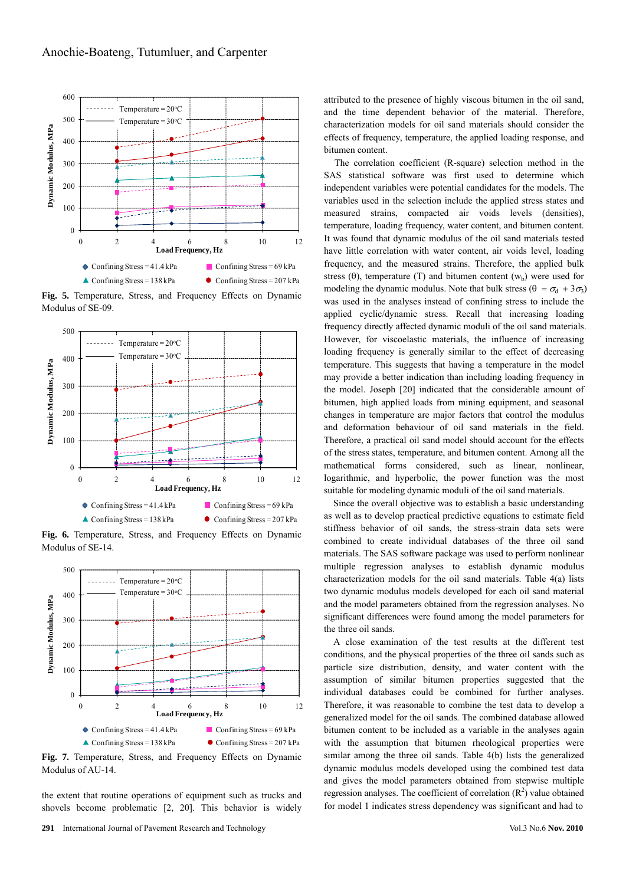Fig. 5. Temperature, Stress, and Frequency Effects on Dynamic Modulus of SE-09.

Fig. 6. Temperature, Stress, and Frequency Effects on Dynamic Modulus of SE-14.

Fig. 7. Temperature, Stress, and Frequency Effects on Dynamic Modulus of AU-14.

the extent that routine operations of equipment such as trucks and shovels become problematic [2, 20]. This behavior is widely attributed to the presence of highly viscous bitumen in the oil sand, and the time dependent behavior of the material. Therefore, characterization models for oil sand materials should consider the effects of frequency, temperature, the applied loading response, and bitumen content.

The correlation coefficient (R-square) selection method in the SAS statistical software was first used to determine which independent variables were potential candidates for the models. The variables used in the selection include the applied stress states and measured strains, compacted air voids levels (densities), temperature, loading frequency, water content, and bitumen content. It was found that dynamic modulus of the oil sand materials tested have little correlation with water content, air voids level, loading frequency, and the measured strains. Therefore, the applied bulk stress (θ), temperature (T) and bitumen content ($w_b$) were used for modeling the dynamic modulus. Note that bulk stress ($\theta = \sigma_d + 3\sigma_3$) was used in the analyses instead of confining stress to include the applied cyclic/dynamic stress. Recall that increasing loading frequency directly affected dynamic moduli of the oil sand materials. However, for viscoelastic materials, the influence of increasing loading frequency is generally similar to the effect of decreasing temperature. This suggests that having a temperature in the model may provide a better indication than including loading frequency in the model. Joseph [20] indicated that the considerable amount of bitumen, high applied loads from mining equipment, and seasonal changes in temperature are major factors that control the modulus and deformation behaviour of oil sand materials in the field. Therefore, a practical oil sand model should account for the effects of the stress states, temperature, and bitumen content. Among all the mathematical forms considered, such as linear, nonlinear, logarithmic, and hyperbolic, the power function was the most suitable for modeling dynamic moduli of the oil sand materials.

Since the overall objective was to establish a basic understanding as well as to develop practical predictive equations to estimate field stiffness behavior of oil sands, the stress-strain data sets were combined to create individual databases of the three oil sand materials. The SAS software package was used to perform nonlinear multiple regression analyses to establish dynamic modulus characterization models for the oil sand materials. Table 4(a) lists two dynamic modulus models developed for each oil sand material and the model parameters obtained from the regression analyses. No significant differences were found among the model parameters for the three oil sands.

A close examination of the test results at the different test conditions, and the physical properties of the three oil sands such as particle size distribution, density, and water content with the assumption of similar bitumen properties suggested that the individual databases could be combined for further analyses. Therefore, it was reasonable to combine the test data to develop a generalized model for the oil sands. The combined database allowed bitumen content to be included as a variable in the analyses again with the assumption that bitumen rheological properties were similar among the three oil sands. Table 4(b) lists the generalized dynamic modulus models developed using the combined test data and gives the model parameters obtained from stepwise multiple regression analyses. The coefficient of correlation ($R^2$) value obtained for model 1 indicates stress dependency was significant and had to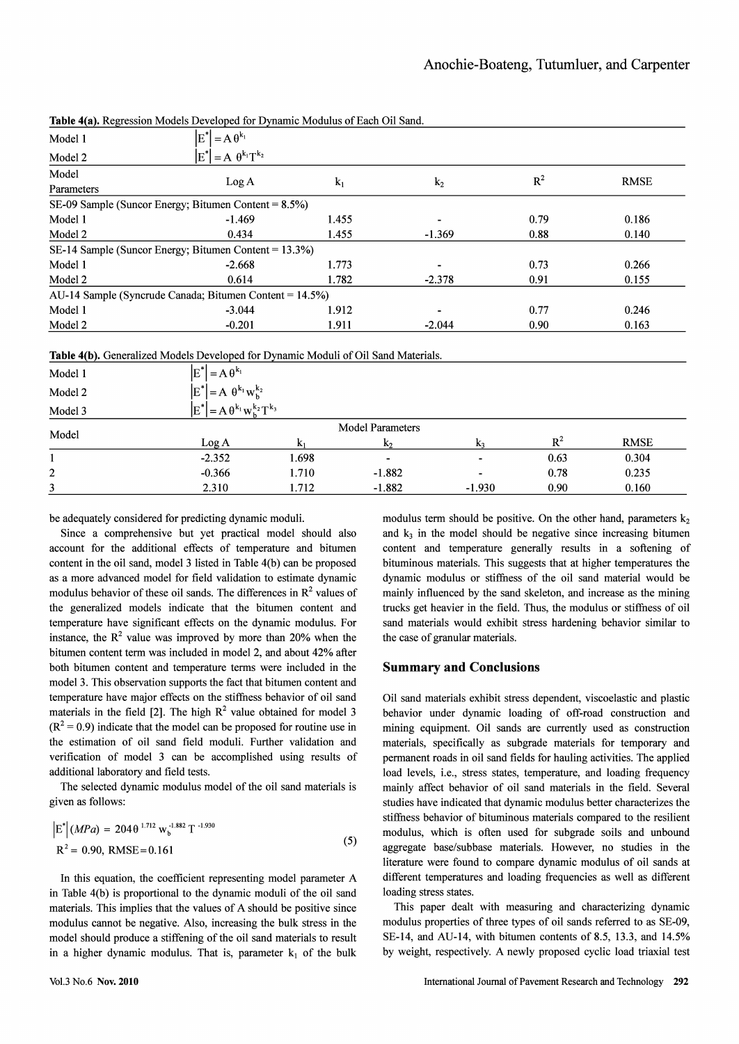**Table 4(a).** Regression Models Developed for Dynamic Modulus of Each Oil Sand.

| Model 1 | $\lvert E^* \rvert = A\,\theta^{k_1}$ | | | | |
|---|---|---|---|---|---|
| Model 2 | $\lvert E^* \rvert = A\;\theta^{k_1} T^{-k_2}$ | | | | |
| Model Parameters | Log A | $k_1$ | $k_2$ | $R^2$ | RMSE |
| SE-09 Sample (Suncor Energy; Bitumen Content = 8.5%) | | | | | |
| Model 1 | -1.469 | 1.455 | - | 0.79 | 0.186 |
| Model 2 | 0.434 | 1.455 | -1.369 | 0.88 | 0.140 |
| SE-14 Sample (Suncor Energy; Bitumen Content = 13.3%) | | | | | |
| Model 1 | -2.668 | 1.773 | - | 0.73 | 0.266 |
| Model 2 | 0.614 | 1.782 | -2.378 | 0.91 | 0.155 |
| AU-14 Sample (Syncrude Canada; Bitumen Content = 14.5%) | | | | | |
| Model 1 | -3.044 | 1.912 | - | 0.77 | 0.246 |
| Model 2 | -0.201 | 1.911 | -2.044 | 0.90 | 0.163 |

**Table 4(b).** Generalized Models Developed for Dynamic Moduli of Oil Sand Materials.

| Model 1 | $\lvert E^* \rvert = A\,\theta^{k_1}$ | | | | |
|---|---|---|---|---|---|
| Model 2 | $\lvert E^* \rvert = A\;\theta^{k_1} w_b^{k_2}$ | | | | |
| Model 3 | $\lvert E^* \rvert = A\,\theta^{k_1} w_b^{k_2} T^{k_3}$ | | | | |
| Model | Model Parameters | | | | |
| | Log A | $k_1$ | $k_2$ | $k_3$ | $R^2$ | RMSE |
| 1 | -2.352 | 1.698 | - | - | 0.63 | 0.304 |
| 2 | -0.366 | 1.710 | -1.882 | - | 0.78 | 0.235 |
| 3 | 2.310 | 1.712 | -1.882 | -1.930 | 0.90 | 0.160 |

be adequately considered for predicting dynamic moduli.

Since a comprehensive but yet practical model should also account for the additional effects of temperature and bitumen content in the oil sand, model 3 listed in Table 4(b) can be proposed as a more advanced model for field validation to estimate dynamic modulus behavior of these oil sands. The differences in $R^2$ values of the generalized models indicate that the bitumen content and temperature have significant effects on the dynamic modulus. For instance, the $R^2$ value was improved by more than 20% when the bitumen content term was included in model 2, and about 42% after both bitumen content and temperature terms were included in the model 3. This observation supports the fact that bitumen content and temperature have major effects on the stiffness behavior of oil sand materials in the field [2]. The high $R^2$ value obtained for model 3 ($R^2 = 0.9$) indicate that the model can be proposed for routine use in the estimation of oil sand field moduli. Further validation and verification of model 3 can be accomplished using results of additional laboratory and field tests.

The selected dynamic modulus model of the oil sand materials is given as follows:

$$\lvert E^* \rvert (MPa) = 204\,\theta^{1.712}\, w_b^{-1.882}\, T^{-1.930} \qquad R^2 = 0.90,\ RMSE = 0.161 \tag{5}$$

In this equation, the coefficient representing model parameter A in Table 4(b) is proportional to the dynamic moduli of the oil sand materials. This implies that the values of A should be positive since modulus cannot be negative. Also, increasing the bulk stress in the model should produce a stiffening of the oil sand materials to result in a higher dynamic modulus. That is, parameter $k_1$ of the bulk modulus term should be positive. On the other hand, parameters $k_2$ and $k_3$ in the model should be negative since increasing bitumen content and temperature generally results in a softening of bituminous materials. This suggests that at higher temperatures the dynamic modulus or stiffness of the oil sand material would be mainly influenced by the sand skeleton, and increase as the mining trucks get heavier in the field. Thus, the modulus or stiffness of oil sand materials would exhibit stress hardening behavior similar to the case of granular materials.

## Summary and Conclusions

Oil sand materials exhibit stress dependent, viscoelastic and plastic behavior under dynamic loading of off-road construction and mining equipment. Oil sands are currently used as construction materials, specifically as subgrade materials for temporary and permanent roads in oil sand fields for hauling activities. The applied load levels, i.e., stress states, temperature, and loading frequency mainly affect behavior of oil sand materials in the field. Several studies have indicated that dynamic modulus better characterizes the stiffness behavior of bituminous materials compared to the resilient modulus, which is often used for subgrade soils and unbound aggregate base/subbase materials. However, no studies in the literature were found to compare dynamic modulus of oil sands at different temperatures and loading frequencies as well as different loading stress states.

This paper dealt with measuring and characterizing dynamic modulus properties of three types of oil sands referred to as SE-09, SE-14, and AU-14, with bitumen contents of 8.5, 13.3, and 14.5% by weight, respectively. A newly proposed cyclic load triaxial test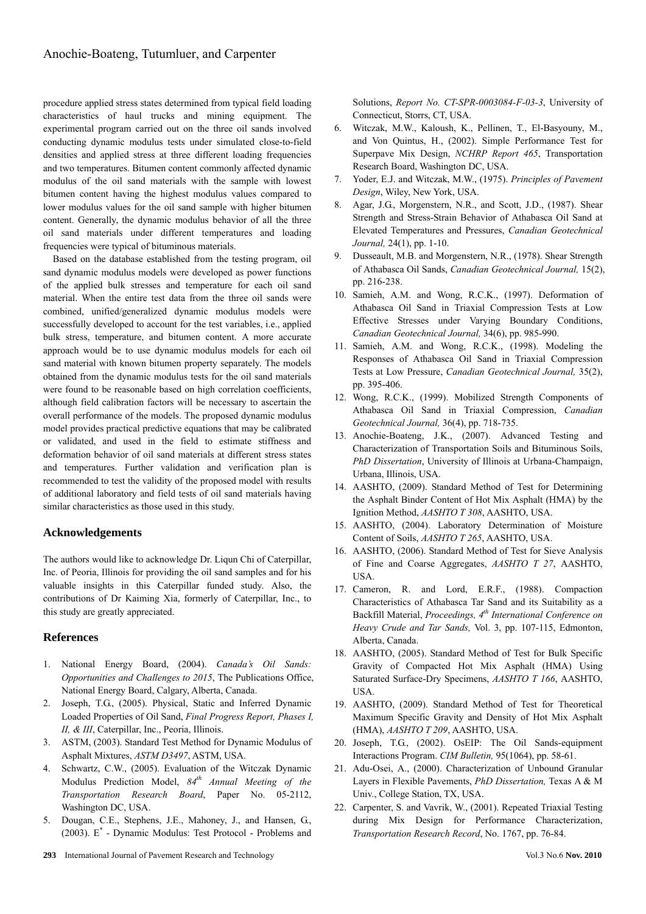procedure applied stress states determined from typical field loading characteristics of haul trucks and mining equipment. The experimental program carried out on the three oil sands involved conducting dynamic modulus tests under simulated close-to-field densities and applied stress at three different loading frequencies and two temperatures. Bitumen content commonly affected dynamic modulus of the oil sand materials with the sample with lowest bitumen content having the highest modulus values compared to lower modulus values for the oil sand sample with higher bitumen content. Generally, the dynamic modulus behavior of all the three oil sand materials under different temperatures and loading frequencies were typical of bituminous materials.

Based on the database established from the testing program, oil sand dynamic modulus models were developed as power functions of the applied bulk stresses and temperature for each oil sand material. When the entire test data from the three oil sands were combined, unified/generalized dynamic modulus models were successfully developed to account for the test variables, i.e., applied bulk stress, temperature, and bitumen content. A more accurate approach would be to use dynamic modulus models for each oil sand material with known bitumen property separately. The models obtained from the dynamic modulus tests for the oil sand materials were found to be reasonable based on high correlation coefficients, although field calibration factors will be necessary to ascertain the overall performance of the models. The proposed dynamic modulus model provides practical predictive equations that may be calibrated or validated, and used in the field to estimate stiffness and deformation behavior of oil sand materials at different stress states and temperatures. Further validation and verification plan is recommended to test the validity of the proposed model with results of additional laboratory and field tests of oil sand materials having similar characteristics as those used in this study.

## Acknowledgements

The authors would like to acknowledge Dr. Liqun Chi of Caterpillar, Inc. of Peoria, Illinois for providing the oil sand samples and for his valuable insights in this Caterpillar funded study. Also, the contributions of Dr Kaiming Xia, formerly of Caterpillar, Inc., to this study are greatly appreciated.

## References

1. National Energy Board, (2004). *Canada's Oil Sands: Opportunities and Challenges to 2015*, The Publications Office, National Energy Board, Calgary, Alberta, Canada.
2. Joseph, T.G., (2005). Physical, Static and Inferred Dynamic Loaded Properties of Oil Sand, *Final Progress Report, Phases I, II, & III*, Caterpillar, Inc., Peoria, Illinois.
3. ASTM, (2003). Standard Test Method for Dynamic Modulus of Asphalt Mixtures, *ASTM D3497*, ASTM, USA.
4. Schwartz, C.W., (2005). Evaluation of the Witczak Dynamic Modulus Prediction Model, *84th Annual Meeting of the Transportation Research Board*, Paper No. 05-2112, Washington DC, USA.
5. Dougan, C.E., Stephens, J.E., Mahoney, J., and Hansen, G., (2003). $E^*$ - Dynamic Modulus: Test Protocol - Problems and Solutions, *Report No. CT-SPR-0003084-F-03-3*, University of Connecticut, Storrs, CT, USA.
6. Witczak, M.W., Kaloush, K., Pellinen, T., El-Basyouny, M., and Von Quintus, H., (2002). Simple Performance Test for Superpave Mix Design, *NCHRP Report 465*, Transportation Research Board, Washington DC, USA.
7. Yoder, E.J. and Witczak, M.W., (1975). *Principles of Pavement Design*, Wiley, New York, USA.
8. Agar, J.G., Morgenstern, N.R., and Scott, J.D., (1987). Shear Strength and Stress-Strain Behavior of Athabasca Oil Sand at Elevated Temperatures and Pressures, *Canadian Geotechnical Journal,* 24(1), pp. 1-10.
9. Dusseault, M.B. and Morgenstern, N.R., (1978). Shear Strength of Athabasca Oil Sands, *Canadian Geotechnical Journal,* 15(2), pp. 216-238.
10. Samieh, A.M. and Wong, R.C.K., (1997). Deformation of Athabasca Oil Sand in Triaxial Compression Tests at Low Effective Stresses under Varying Boundary Conditions, *Canadian Geotechnical Journal,* 34(6), pp. 985-990.
11. Samieh, A.M. and Wong, R.C.K., (1998). Modeling the Responses of Athabasca Oil Sand in Triaxial Compression Tests at Low Pressure, *Canadian Geotechnical Journal,* 35(2), pp. 395-406.
12. Wong, R.C.K., (1999). Mobilized Strength Components of Athabasca Oil Sand in Triaxial Compression, *Canadian Geotechnical Journal,* 36(4), pp. 718-735.
13. Anochie-Boateng, J.K., (2007). Advanced Testing and Characterization of Transportation Soils and Bituminous Soils, *PhD Dissertation*, University of Illinois at Urbana-Champaign, Urbana, Illinois, USA.
14. AASHTO, (2009). Standard Method of Test for Determining the Asphalt Binder Content of Hot Mix Asphalt (HMA) by the Ignition Method, *AASHTO T 308*, AASHTO, USA.
15. AASHTO, (2004). Laboratory Determination of Moisture Content of Soils, *AASHTO T 265*, AASHTO, USA.
16. AASHTO, (2006). Standard Method of Test for Sieve Analysis of Fine and Coarse Aggregates, *AASHTO T 27*, AASHTO, USA.
17. Cameron, R. and Lord, E.R.F., (1988). Compaction Characteristics of Athabasca Tar Sand and its Suitability as a Backfill Material, *Proceedings, 4th International Conference on Heavy Crude and Tar Sands,* Vol. 3, pp. 107-115, Edmonton, Alberta, Canada.
18. AASHTO, (2005). Standard Method of Test for Bulk Specific Gravity of Compacted Hot Mix Asphalt (HMA) Using Saturated Surface-Dry Specimens, *AASHTO T 166*, AASHTO, USA.
19. AASHTO, (2009). Standard Method of Test for Theoretical Maximum Specific Gravity and Density of Hot Mix Asphalt (HMA), *AASHTO T 209*, AASHTO, USA.
20. Joseph, T.G., (2002). OsEIP: The Oil Sands-equipment Interactions Program. *CIM Bulletin,* 95(1064), pp. 58-61.
21. Adu-Osei, A., (2000). Characterization of Unbound Granular Layers in Flexible Pavements, *PhD Dissertation,* Texas A & M Univ., College Station, TX, USA.
22. Carpenter, S. and Vavrik, W., (2001). Repeated Triaxial Testing during Mix Design for Performance Characterization, *Transportation Research Record*, No. 1767, pp. 76-84.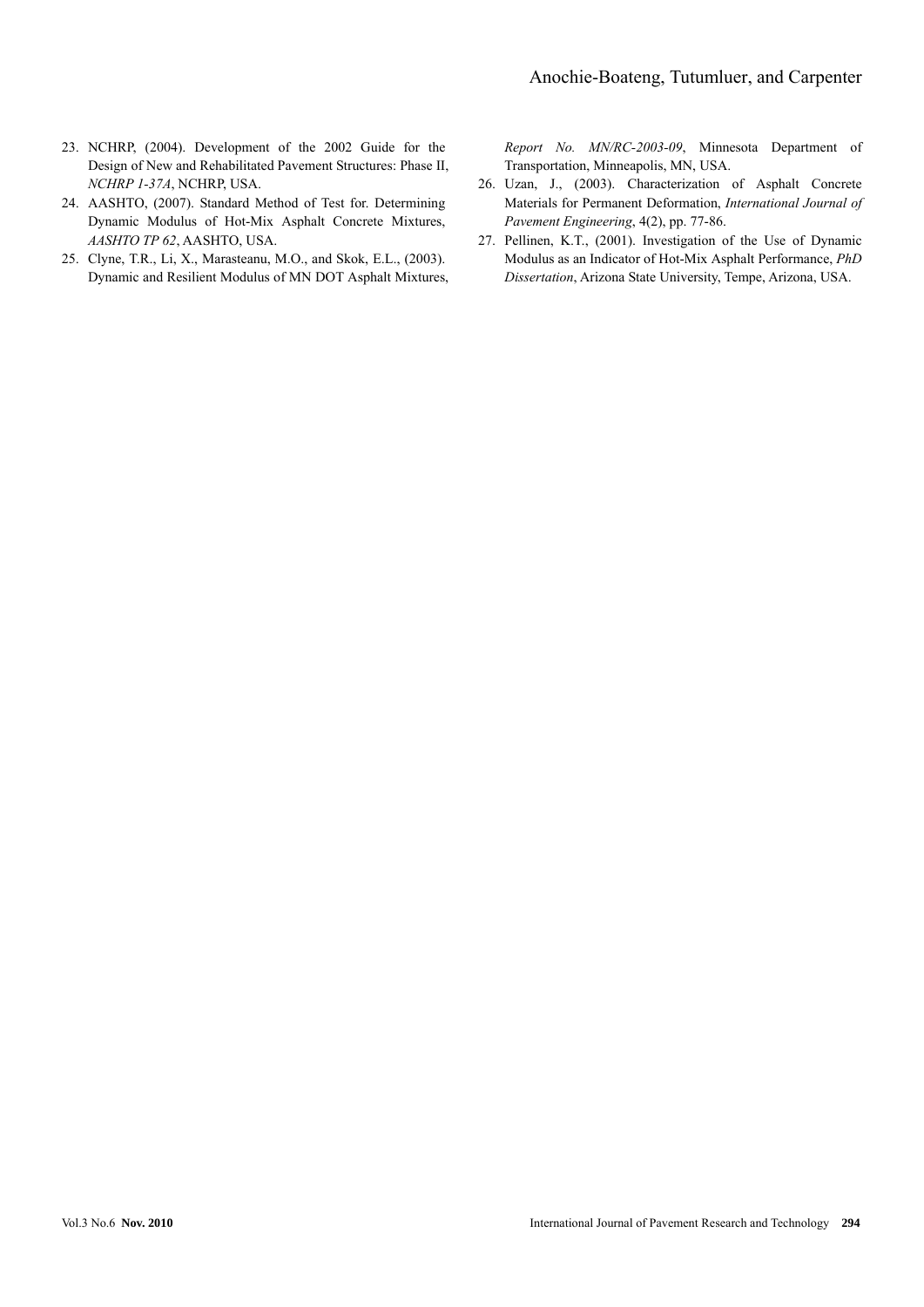23. NCHRP, (2004). Development of the 2002 Guide for the Design of New and Rehabilitated Pavement Structures: Phase II, *NCHRP 1-37A*, NCHRP, USA.
24. AASHTO, (2007). Standard Method of Test for. Determining Dynamic Modulus of Hot-Mix Asphalt Concrete Mixtures, *AASHTO TP 62*, AASHTO, USA.
25. Clyne, T.R., Li, X., Marasteanu, M.O., and Skok, E.L., (2003). Dynamic and Resilient Modulus of MN DOT Asphalt Mixtures, *Report No. MN/RC-2003-09*, Minnesota Department of Transportation, Minneapolis, MN, USA.
26. Uzan, J., (2003). Characterization of Asphalt Concrete Materials for Permanent Deformation, *International Journal of Pavement Engineering*, 4(2), pp. 77-86.
27. Pellinen, K.T., (2001). Investigation of the Use of Dynamic Modulus as an Indicator of Hot-Mix Asphalt Performance, *PhD Dissertation*, Arizona State University, Tempe, Arizona, USA.